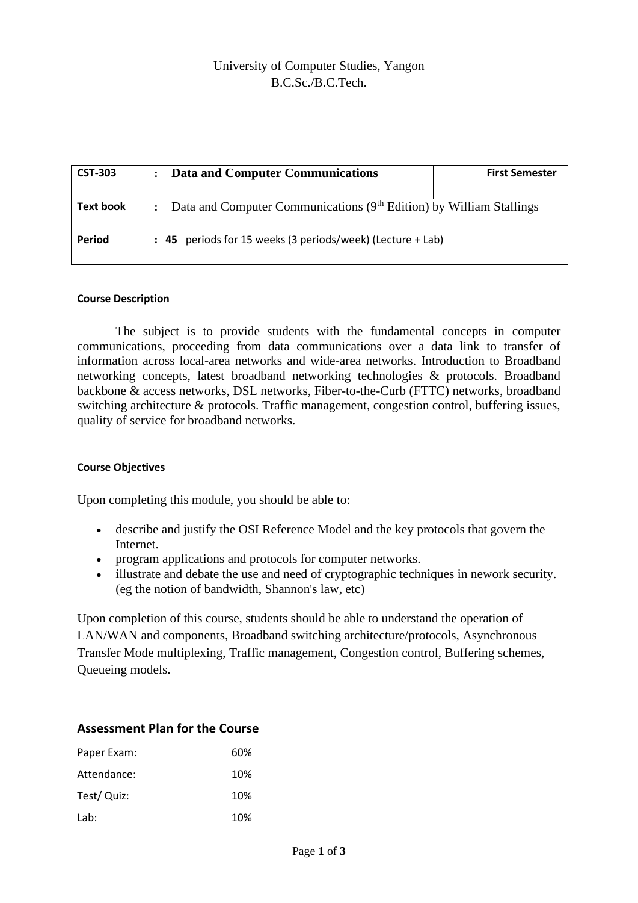University of Computer Studies, Yangon
B.C.Sc./B.C.Tech.

| CST-303 | : Data and Computer Communications | First Semester |
|---|---|---|
| Text book | : Data and Computer Communications (9th Edition) by William Stallings | |
| Period | : 45 periods for 15 weeks (3 periods/week) (Lecture + Lab) | |

**Course Description**

The subject is to provide students with the fundamental concepts in computer communications, proceeding from data communications over a data link to transfer of information across local-area networks and wide-area networks. Introduction to Broadband networking concepts, latest broadband networking technologies & protocols. Broadband backbone & access networks, DSL networks, Fiber-to-the-Curb (FTTC) networks, broadband switching architecture & protocols. Traffic management, congestion control, buffering issues, quality of service for broadband networks.

**Course Objectives**

Upon completing this module, you should be able to:

- describe and justify the OSI Reference Model and the key protocols that govern the Internet.
- program applications and protocols for computer networks.
- illustrate and debate the use and need of cryptographic techniques in nework security. (eg the notion of bandwidth, Shannon's law, etc)

Upon completion of this course, students should be able to understand the operation of LAN/WAN and components, Broadband switching architecture/protocols, Asynchronous Transfer Mode multiplexing, Traffic management, Congestion control, Buffering schemes, Queueing models.

## Assessment Plan for the Course

| | |
|---|---|
| Paper Exam: | 60% |
| Attendance: | 10% |
| Test/ Quiz: | 10% |
| Lab: | 10% |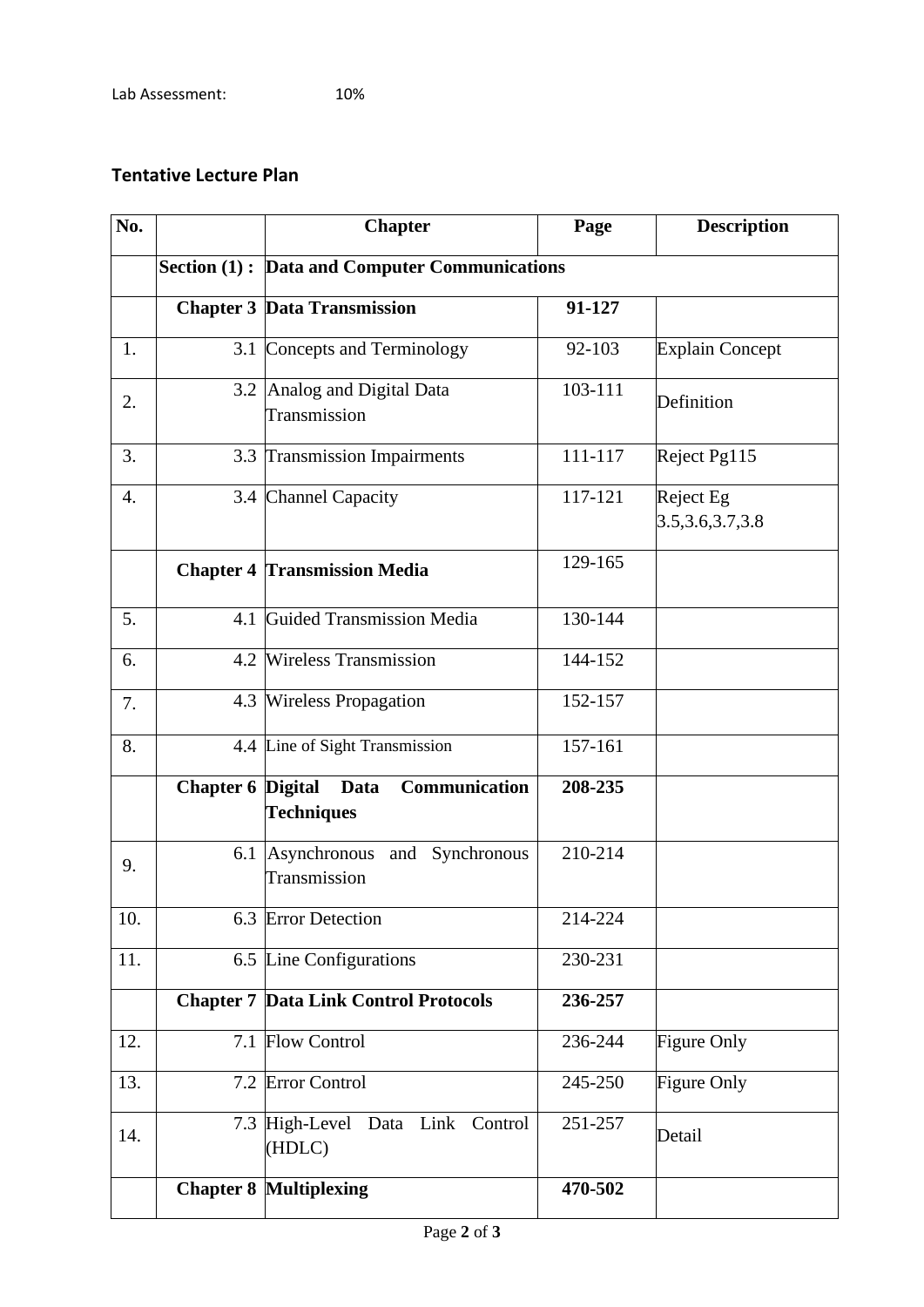Lab Assessment: 10%

## Tentative Lecture Plan

| No. | | Chapter | Page | Description |
|---|---|---|---|---|
| | **Section (1) :** | **Data and Computer Communications** | | |
| | **Chapter 3** | **Data Transmission** | **91-127** | |
| 1. | 3.1 | Concepts and Terminology | 92-103 | Explain Concept |
| 2. | 3.2 | Analog and Digital Data Transmission | 103-111 | Definition |
| 3. | 3.3 | Transmission Impairments | 111-117 | Reject Pg115 |
| 4. | 3.4 | Channel Capacity | 117-121 | Reject Eg 3.5,3.6,3.7,3.8 |
| | **Chapter 4** | **Transmission Media** | 129-165 | |
| 5. | 4.1 | Guided Transmission Media | 130-144 | |
| 6. | 4.2 | Wireless Transmission | 144-152 | |
| 7. | 4.3 | Wireless Propagation | 152-157 | |
| 8. | 4.4 | Line of Sight Transmission | 157-161 | |
| | **Chapter 6** | **Digital Data Communication Techniques** | **208-235** | |
| 9. | 6.1 | Asynchronous and Synchronous Transmission | 210-214 | |
| 10. | 6.3 | Error Detection | 214-224 | |
| 11. | 6.5 | Line Configurations | 230-231 | |
| | **Chapter 7** | **Data Link Control Protocols** | **236-257** | |
| 12. | 7.1 | Flow Control | 236-244 | Figure Only |
| 13. | 7.2 | Error Control | 245-250 | Figure Only |
| 14. | 7.3 | High-Level Data Link Control (HDLC) | 251-257 | Detail |
| | **Chapter 8** | **Multiplexing** | **470-502** | |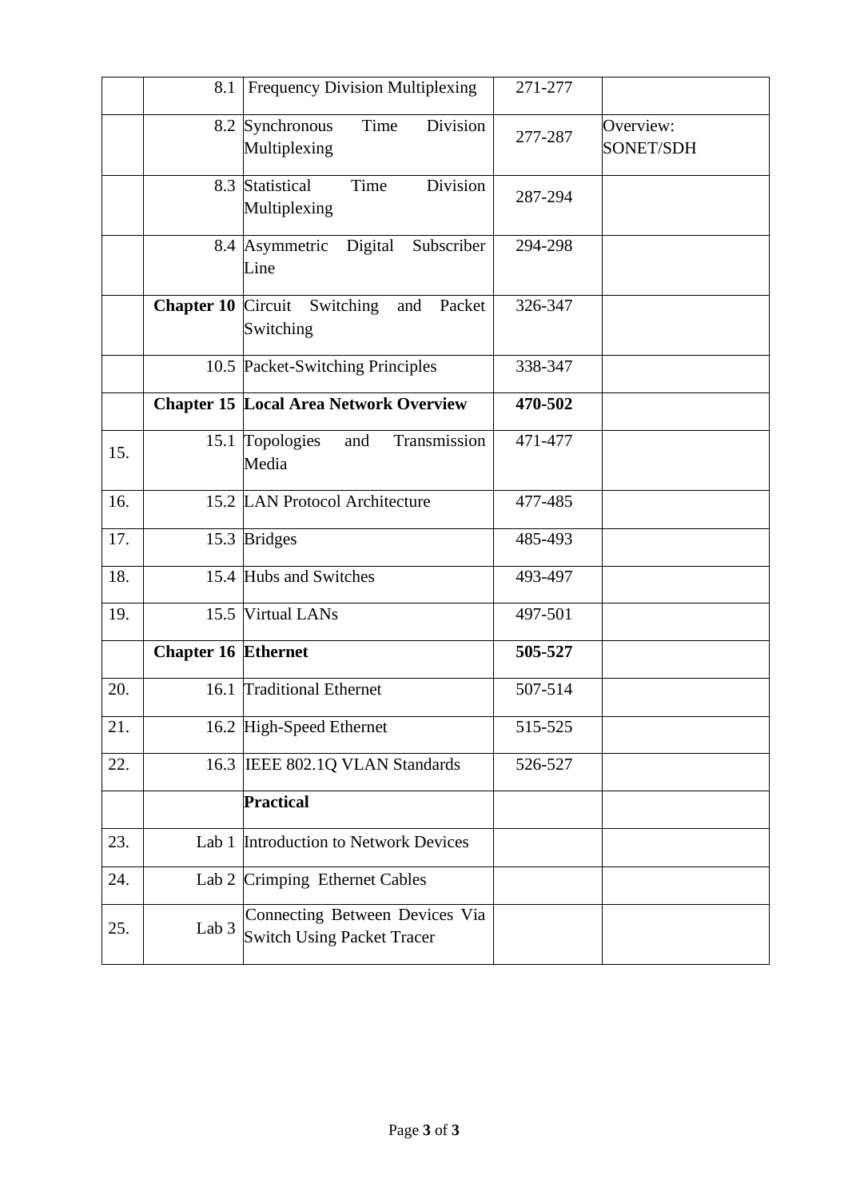| | | | | |
|---|---|---|---|---|
| | 8.1 | Frequency Division Multiplexing | 271-277 | |
| | 8.2 | Synchronous Time Division Multiplexing | 277-287 | Overview: SONET/SDH |
| | 8.3 | Statistical Time Division Multiplexing | 287-294 | |
| | 8.4 | Asymmetric Digital Subscriber Line | 294-298 | |
| | **Chapter 10** | Circuit Switching and Packet Switching | 326-347 | |
| | 10.5 | Packet-Switching Principles | 338-347 | |
| | **Chapter 15** | **Local Area Network Overview** | **470-502** | |
| 15. | 15.1 | Topologies and Transmission Media | 471-477 | |
| 16. | 15.2 | LAN Protocol Architecture | 477-485 | |
| 17. | 15.3 | Bridges | 485-493 | |
| 18. | 15.4 | Hubs and Switches | 493-497 | |
| 19. | 15.5 | Virtual LANs | 497-501 | |
| | **Chapter 16** | **Ethernet** | **505-527** | |
| 20. | 16.1 | Traditional Ethernet | 507-514 | |
| 21. | 16.2 | High-Speed Ethernet | 515-525 | |
| 22. | 16.3 | IEEE 802.1Q VLAN Standards | 526-527 | |
| | | **Practical** | | |
| 23. | Lab 1 | Introduction to Network Devices | | |
| 24. | Lab 2 | Crimping Ethernet Cables | | |
| 25. | Lab 3 | Connecting Between Devices Via Switch Using Packet Tracer | | |